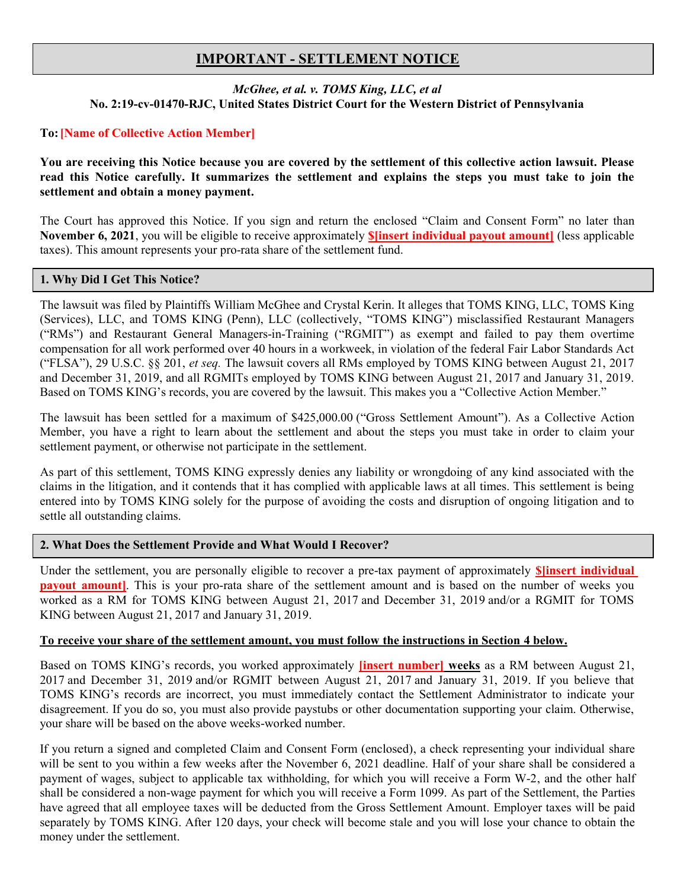# IMPORTANT - SETTLEMENT NOTICE

***McGhee, et al. v. TOMS King, LLC, et al***

**No. 2:19-cv-01470-RJC, United States District Court for the Western District of Pennsylvania**

**To: [Name of Collective Action Member]**

**You are receiving this Notice because you are covered by the settlement of this collective action lawsuit. Please read this Notice carefully. It summarizes the settlement and explains the steps you must take to join the settlement and obtain a money payment.**

The Court has approved this Notice. If you sign and return the enclosed "Claim and Consent Form" no later than **November 6, 2021**, you will be eligible to receive approximately **$[insert individual payout amount]** (less applicable taxes). This amount represents your pro-rata share of the settlement fund.

## 1. Why Did I Get This Notice?

The lawsuit was filed by Plaintiffs William McGhee and Crystal Kerin. It alleges that TOMS KING, LLC, TOMS King (Services), LLC, and TOMS KING (Penn), LLC (collectively, "TOMS KING") misclassified Restaurant Managers ("RMs") and Restaurant General Managers-in-Training ("RGMIT") as exempt and failed to pay them overtime compensation for all work performed over 40 hours in a workweek, in violation of the federal Fair Labor Standards Act ("FLSA"), 29 U.S.C. §§ 201, *et seq.* The lawsuit covers all RMs employed by TOMS KING between August 21, 2017 and December 31, 2019, and all RGMITs employed by TOMS KING between August 21, 2017 and January 31, 2019. Based on TOMS KING's records, you are covered by the lawsuit. This makes you a "Collective Action Member."

The lawsuit has been settled for a maximum of $425,000.00 ("Gross Settlement Amount"). As a Collective Action Member, you have a right to learn about the settlement and about the steps you must take in order to claim your settlement payment, or otherwise not participate in the settlement.

As part of this settlement, TOMS KING expressly denies any liability or wrongdoing of any kind associated with the claims in the litigation, and it contends that it has complied with applicable laws at all times. This settlement is being entered into by TOMS KING solely for the purpose of avoiding the costs and disruption of ongoing litigation and to settle all outstanding claims.

## 2. What Does the Settlement Provide and What Would I Recover?

Under the settlement, you are personally eligible to recover a pre-tax payment of approximately **$[insert individual payout amount]**. This is your pro-rata share of the settlement amount and is based on the number of weeks you worked as a RM for TOMS KING between August 21, 2017 and December 31, 2019 and/or a RGMIT for TOMS KING between August 21, 2017 and January 31, 2019.

**To receive your share of the settlement amount, you must follow the instructions in Section 4 below.**

Based on TOMS KING's records, you worked approximately **[insert number] weeks** as a RM between August 21, 2017 and December 31, 2019 and/or RGMIT between August 21, 2017 and January 31, 2019. If you believe that TOMS KING's records are incorrect, you must immediately contact the Settlement Administrator to indicate your disagreement. If you do so, you must also provide paystubs or other documentation supporting your claim. Otherwise, your share will be based on the above weeks-worked number.

If you return a signed and completed Claim and Consent Form (enclosed), a check representing your individual share will be sent to you within a few weeks after the November 6, 2021 deadline. Half of your share shall be considered a payment of wages, subject to applicable tax withholding, for which you will receive a Form W-2, and the other half shall be considered a non-wage payment for which you will receive a Form 1099. As part of the Settlement, the Parties have agreed that all employee taxes will be deducted from the Gross Settlement Amount. Employer taxes will be paid separately by TOMS KING. After 120 days, your check will become stale and you will lose your chance to obtain the money under the settlement.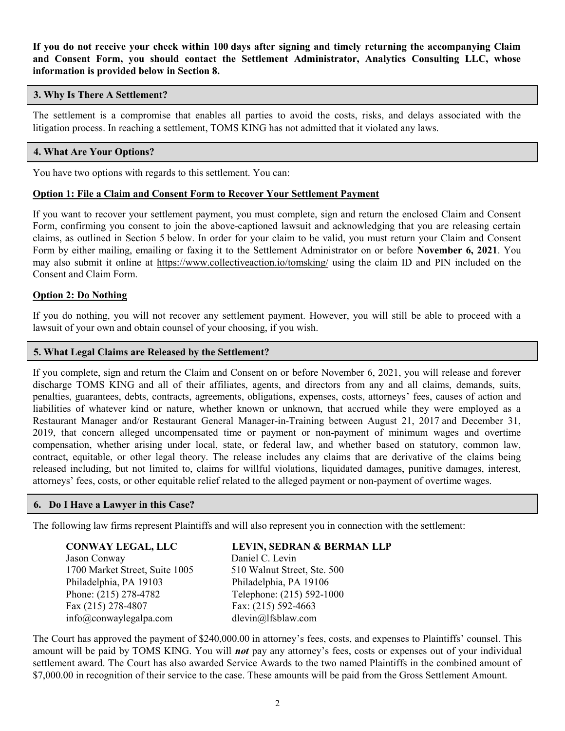**If you do not receive your check within 100 days after signing and timely returning the accompanying Claim and Consent Form, you should contact the Settlement Administrator, Analytics Consulting LLC, whose information is provided below in Section 8.**

## 3. Why Is There A Settlement?

The settlement is a compromise that enables all parties to avoid the costs, risks, and delays associated with the litigation process. In reaching a settlement, TOMS KING has not admitted that it violated any laws.

## 4. What Are Your Options?

You have two options with regards to this settlement. You can:

**Option 1: File a Claim and Consent Form to Recover Your Settlement Payment**

If you want to recover your settlement payment, you must complete, sign and return the enclosed Claim and Consent Form, confirming you consent to join the above-captioned lawsuit and acknowledging that you are releasing certain claims, as outlined in Section 5 below. In order for your claim to be valid, you must return your Claim and Consent Form by either mailing, emailing or faxing it to the Settlement Administrator on or before **November 6, 2021**. You may also submit it online at https://www.collectiveaction.io/tomsking/ using the claim ID and PIN included on the Consent and Claim Form.

**Option 2: Do Nothing**

If you do nothing, you will not recover any settlement payment. However, you will still be able to proceed with a lawsuit of your own and obtain counsel of your choosing, if you wish.

## 5. What Legal Claims are Released by the Settlement?

If you complete, sign and return the Claim and Consent on or before November 6, 2021, you will release and forever discharge TOMS KING and all of their affiliates, agents, and directors from any and all claims, demands, suits, penalties, guarantees, debts, contracts, agreements, obligations, expenses, costs, attorneys' fees, causes of action and liabilities of whatever kind or nature, whether known or unknown, that accrued while they were employed as a Restaurant Manager and/or Restaurant General Manager-in-Training between August 21, 2017 and December 31, 2019, that concern alleged uncompensated time or payment or non-payment of minimum wages and overtime compensation, whether arising under local, state, or federal law, and whether based on statutory, common law, contract, equitable, or other legal theory. The release includes any claims that are derivative of the claims being released including, but not limited to, claims for willful violations, liquidated damages, punitive damages, interest, attorneys' fees, costs, or other equitable relief related to the alleged payment or non-payment of overtime wages.

## 6. Do I Have a Lawyer in this Case?

The following law firms represent Plaintiffs and will also represent you in connection with the settlement:

**CONWAY LEGAL, LLC**
Jason Conway
1700 Market Street, Suite 1005
Philadelphia, PA 19103
Phone: (215) 278-4782
Fax (215) 278-4807
info@conwaylegalpa.com

**LEVIN, SEDRAN & BERMAN LLP**
Daniel C. Levin
510 Walnut Street, Ste. 500
Philadelphia, PA 19106
Telephone: (215) 592-1000
Fax: (215) 592-4663
dlevin@lfsblaw.com

The Court has approved the payment of $240,000.00 in attorney's fees, costs, and expenses to Plaintiffs' counsel. This amount will be paid by TOMS KING. You will ***not*** pay any attorney's fees, costs or expenses out of your individual settlement award. The Court has also awarded Service Awards to the two named Plaintiffs in the combined amount of $7,000.00 in recognition of their service to the case. These amounts will be paid from the Gross Settlement Amount.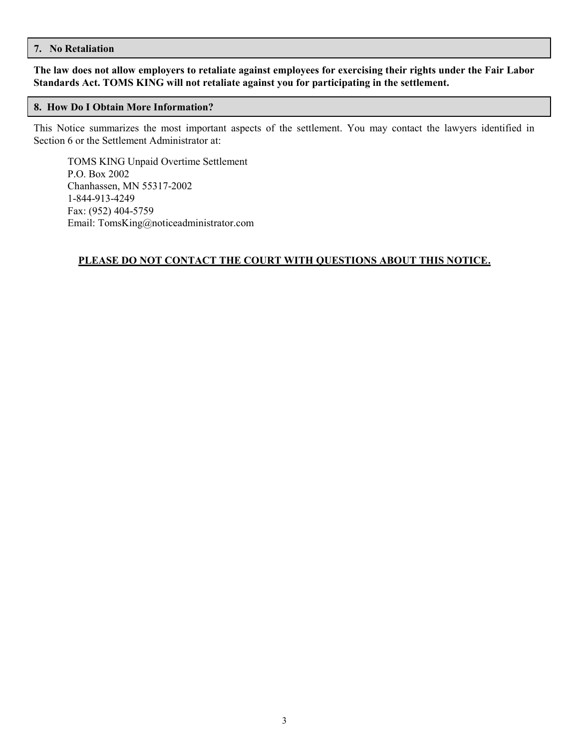## 7. No Retaliation

**The law does not allow employers to retaliate against employees for exercising their rights under the Fair Labor Standards Act. TOMS KING will not retaliate against you for participating in the settlement.**

## 8. How Do I Obtain More Information?

This Notice summarizes the most important aspects of the settlement. You may contact the lawyers identified in Section 6 or the Settlement Administrator at:

TOMS KING Unpaid Overtime Settlement
P.O. Box 2002
Chanhassen, MN 55317-2002
1-844-913-4249
Fax: (952) 404-5759
Email: TomsKing@noticeadministrator.com

**PLEASE DO NOT CONTACT THE COURT WITH QUESTIONS ABOUT THIS NOTICE.**